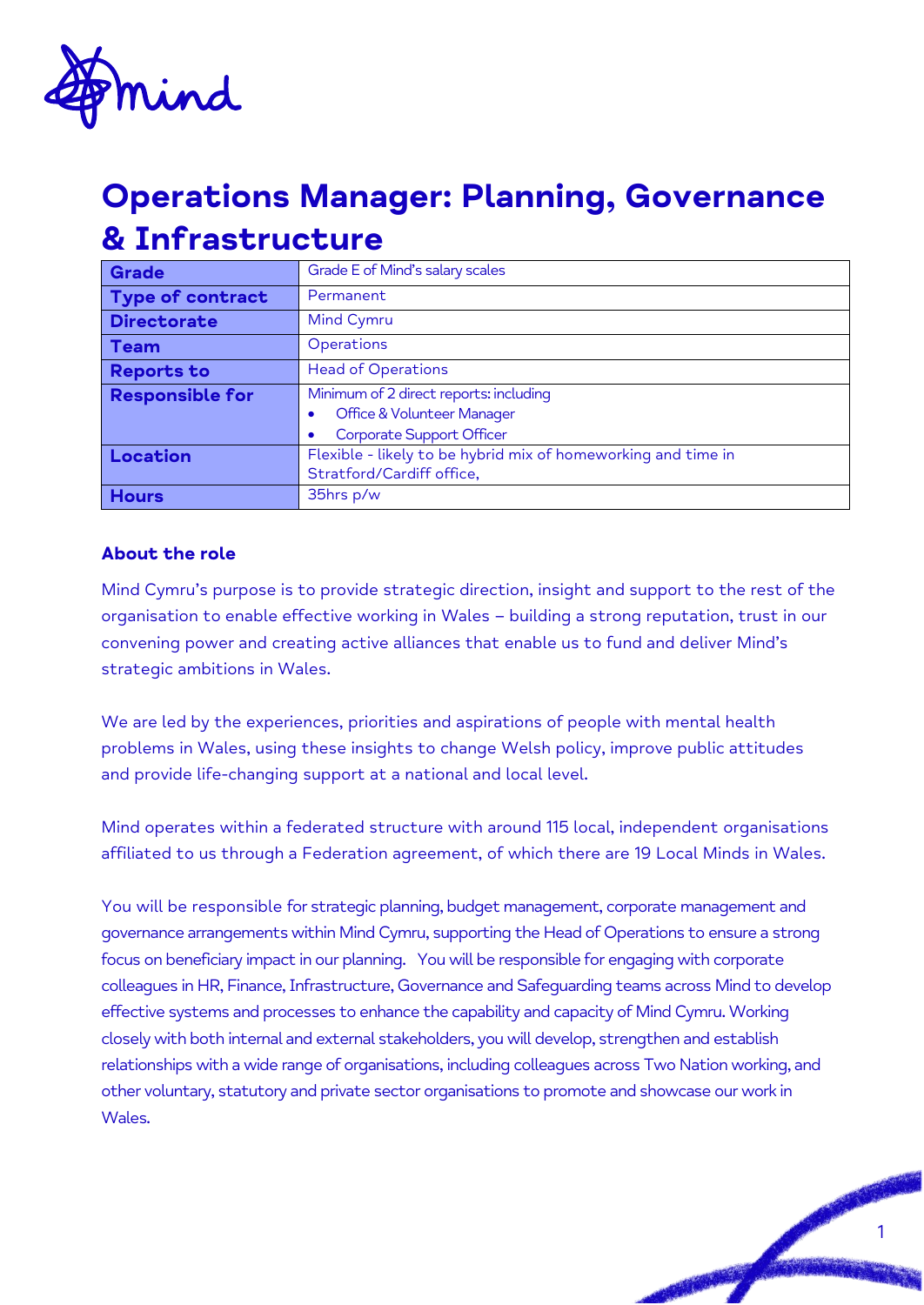# Operations Manager: Planning, Governance & Infrastructure

| Grade | Grade E of Mind's salary scales |
|---|---|
| Type of contract | Permanent |
| Directorate | Mind Cymru |
| Team | Operations |
| Reports to | Head of Operations |
| Responsible for | Minimum of 2 direct reports: including<br>• Office & Volunteer Manager<br>• Corporate Support Officer |
| Location | Flexible - likely to be hybrid mix of homeworking and time in Stratford/Cardiff office, |
| Hours | 35hrs p/w |

**About the role**

Mind Cymru's purpose is to provide strategic direction, insight and support to the rest of the organisation to enable effective working in Wales – building a strong reputation, trust in our convening power and creating active alliances that enable us to fund and deliver Mind's strategic ambitions in Wales.

We are led by the experiences, priorities and aspirations of people with mental health problems in Wales, using these insights to change Welsh policy, improve public attitudes and provide life-changing support at a national and local level.

Mind operates within a federated structure with around 115 local, independent organisations affiliated to us through a Federation agreement, of which there are 19 Local Minds in Wales.

You will be responsible for strategic planning, budget management, corporate management and governance arrangements within Mind Cymru, supporting the Head of Operations to ensure a strong focus on beneficiary impact in our planning. You will be responsible for engaging with corporate colleagues in HR, Finance, Infrastructure, Governance and Safeguarding teams across Mind to develop effective systems and processes to enhance the capability and capacity of Mind Cymru. Working closely with both internal and external stakeholders, you will develop, strengthen and establish relationships with a wide range of organisations, including colleagues across Two Nation working, and other voluntary, statutory and private sector organisations to promote and showcase our work in Wales.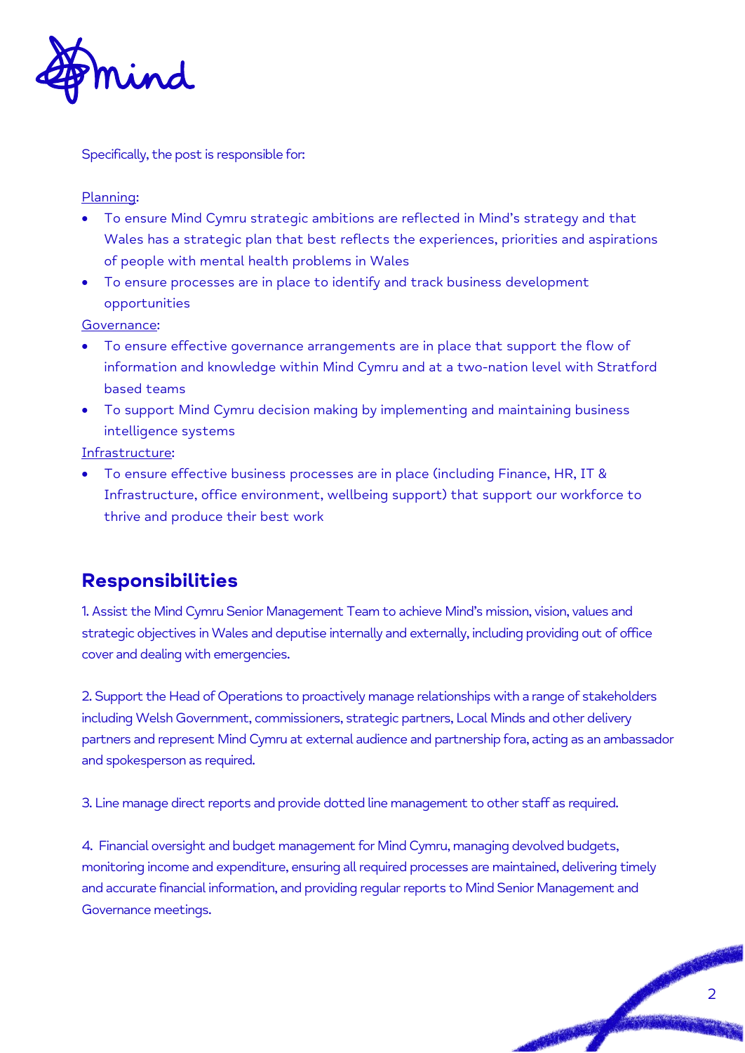Specifically, the post is responsible for:

Planning:

- To ensure Mind Cymru strategic ambitions are reflected in Mind's strategy and that Wales has a strategic plan that best reflects the experiences, priorities and aspirations of people with mental health problems in Wales
- To ensure processes are in place to identify and track business development opportunities

Governance:

- To ensure effective governance arrangements are in place that support the flow of information and knowledge within Mind Cymru and at a two-nation level with Stratford based teams
- To support Mind Cymru decision making by implementing and maintaining business intelligence systems

Infrastructure:

- To ensure effective business processes are in place (including Finance, HR, IT & Infrastructure, office environment, wellbeing support) that support our workforce to thrive and produce their best work

## Responsibilities

1. Assist the Mind Cymru Senior Management Team to achieve Mind's mission, vision, values and strategic objectives in Wales and deputise internally and externally, including providing out of office cover and dealing with emergencies.

2. Support the Head of Operations to proactively manage relationships with a range of stakeholders including Welsh Government, commissioners, strategic partners, Local Minds and other delivery partners and represent Mind Cymru at external audience and partnership fora, acting as an ambassador and spokesperson as required.

3. Line manage direct reports and provide dotted line management to other staff as required.

4. Financial oversight and budget management for Mind Cymru, managing devolved budgets, monitoring income and expenditure, ensuring all required processes are maintained, delivering timely and accurate financial information, and providing regular reports to Mind Senior Management and Governance meetings.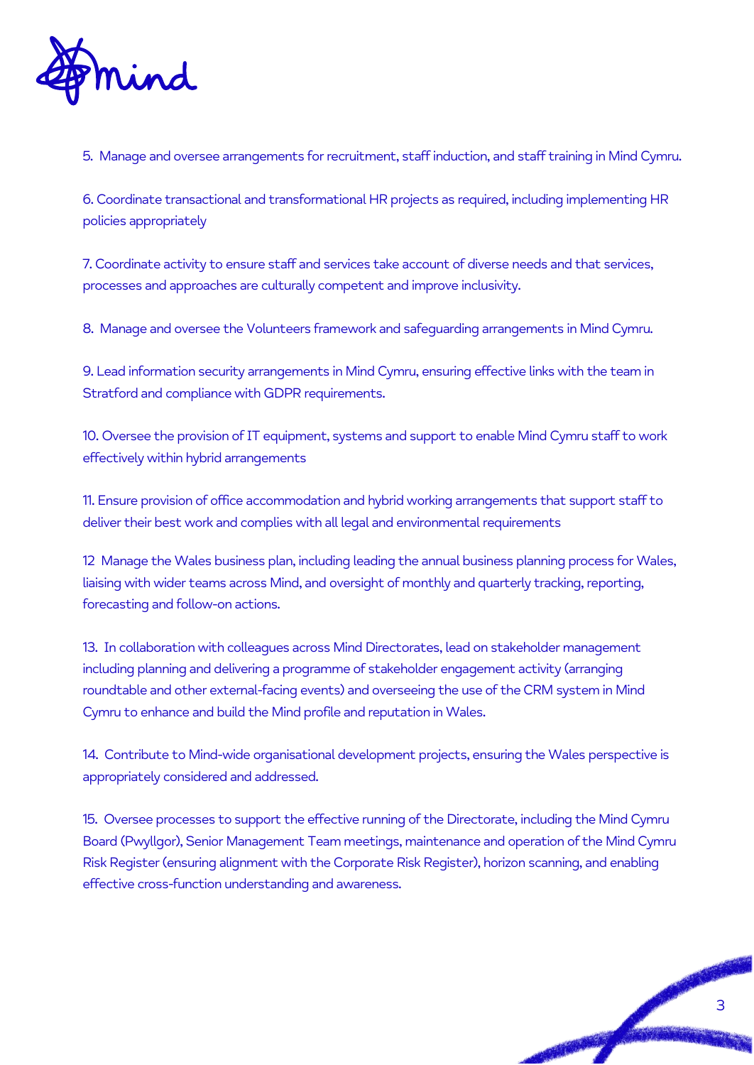5. Manage and oversee arrangements for recruitment, staff induction, and staff training in Mind Cymru.

6. Coordinate transactional and transformational HR projects as required, including implementing HR policies appropriately

7. Coordinate activity to ensure staff and services take account of diverse needs and that services, processes and approaches are culturally competent and improve inclusivity.

8. Manage and oversee the Volunteers framework and safeguarding arrangements in Mind Cymru.

9. Lead information security arrangements in Mind Cymru, ensuring effective links with the team in Stratford and compliance with GDPR requirements.

10. Oversee the provision of IT equipment, systems and support to enable Mind Cymru staff to work effectively within hybrid arrangements

11. Ensure provision of office accommodation and hybrid working arrangements that support staff to deliver their best work and complies with all legal and environmental requirements

12 Manage the Wales business plan, including leading the annual business planning process for Wales, liaising with wider teams across Mind, and oversight of monthly and quarterly tracking, reporting, forecasting and follow-on actions.

13. In collaboration with colleagues across Mind Directorates, lead on stakeholder management including planning and delivering a programme of stakeholder engagement activity (arranging roundtable and other external-facing events) and overseeing the use of the CRM system in Mind Cymru to enhance and build the Mind profile and reputation in Wales.

14. Contribute to Mind-wide organisational development projects, ensuring the Wales perspective is appropriately considered and addressed.

15. Oversee processes to support the effective running of the Directorate, including the Mind Cymru Board (Pwyllgor), Senior Management Team meetings, maintenance and operation of the Mind Cymru Risk Register (ensuring alignment with the Corporate Risk Register), horizon scanning, and enabling effective cross-function understanding and awareness.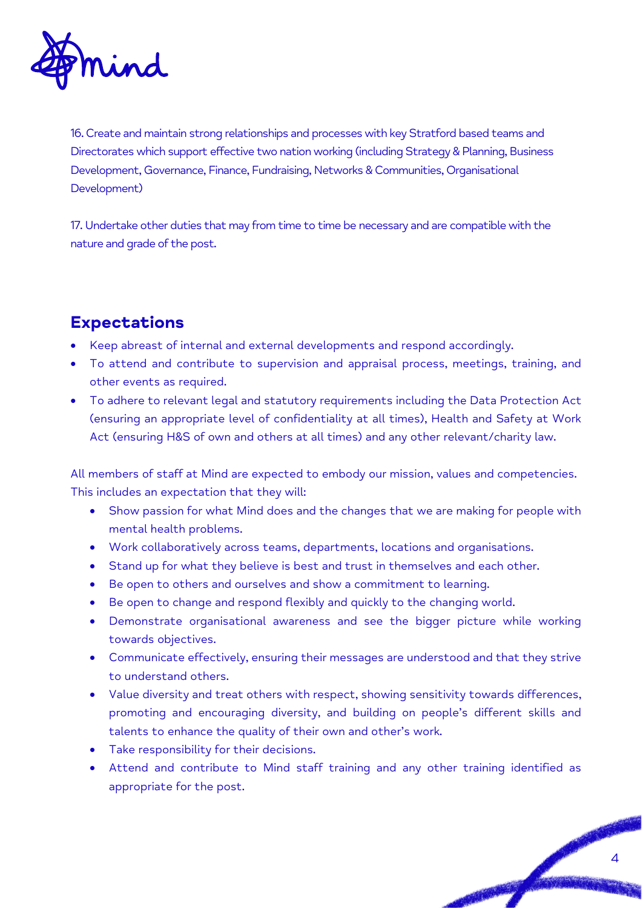16. Create and maintain strong relationships and processes with key Stratford based teams and Directorates which support effective two nation working (including Strategy & Planning, Business Development, Governance, Finance, Fundraising, Networks & Communities, Organisational Development)

17. Undertake other duties that may from time to time be necessary and are compatible with the nature and grade of the post.

## Expectations

- Keep abreast of internal and external developments and respond accordingly.
- To attend and contribute to supervision and appraisal process, meetings, training, and other events as required.
- To adhere to relevant legal and statutory requirements including the Data Protection Act (ensuring an appropriate level of confidentiality at all times), Health and Safety at Work Act (ensuring H&S of own and others at all times) and any other relevant/charity law.

All members of staff at Mind are expected to embody our mission, values and competencies. This includes an expectation that they will:

- Show passion for what Mind does and the changes that we are making for people with mental health problems.
- Work collaboratively across teams, departments, locations and organisations.
- Stand up for what they believe is best and trust in themselves and each other.
- Be open to others and ourselves and show a commitment to learning.
- Be open to change and respond flexibly and quickly to the changing world.
- Demonstrate organisational awareness and see the bigger picture while working towards objectives.
- Communicate effectively, ensuring their messages are understood and that they strive to understand others.
- Value diversity and treat others with respect, showing sensitivity towards differences, promoting and encouraging diversity, and building on people's different skills and talents to enhance the quality of their own and other's work.
- Take responsibility for their decisions.
- Attend and contribute to Mind staff training and any other training identified as appropriate for the post.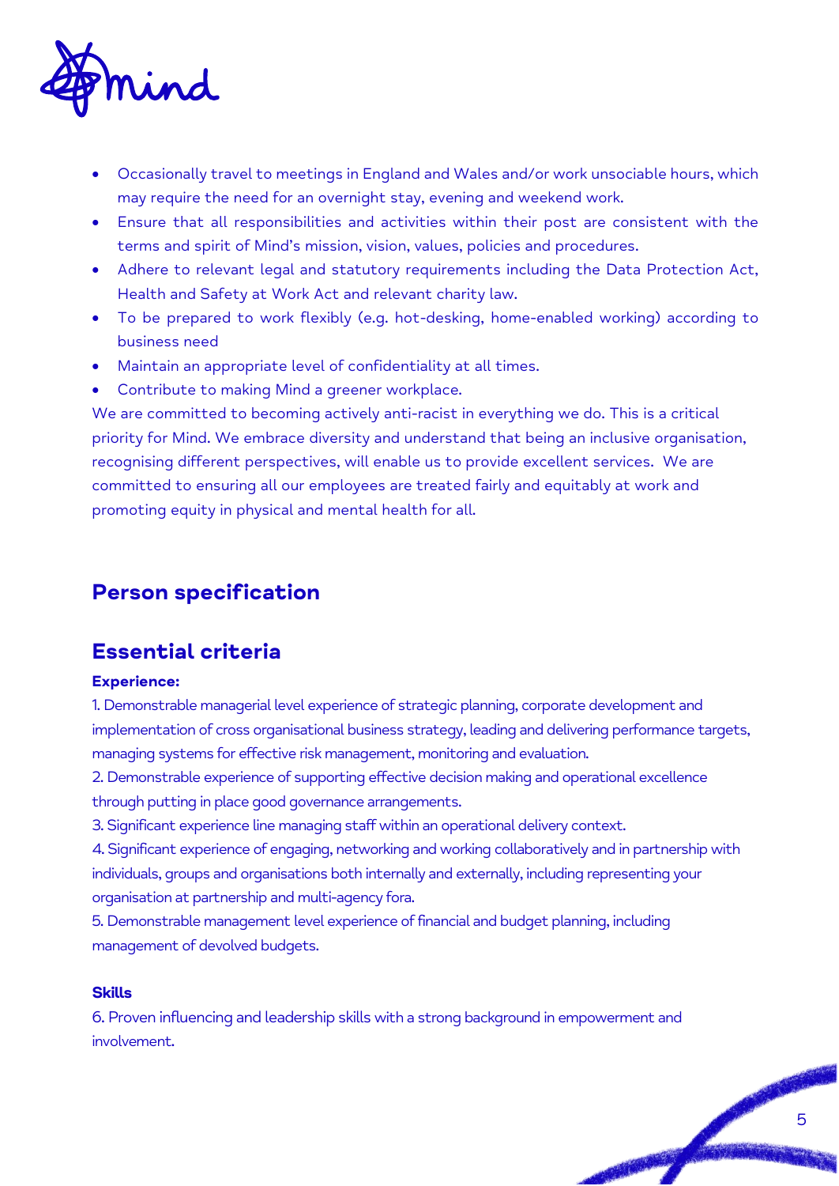- Occasionally travel to meetings in England and Wales and/or work unsociable hours, which may require the need for an overnight stay, evening and weekend work.
- Ensure that all responsibilities and activities within their post are consistent with the terms and spirit of Mind's mission, vision, values, policies and procedures.
- Adhere to relevant legal and statutory requirements including the Data Protection Act, Health and Safety at Work Act and relevant charity law.
- To be prepared to work flexibly (e.g. hot-desking, home-enabled working) according to business need
- Maintain an appropriate level of confidentiality at all times.
- Contribute to making Mind a greener workplace.

We are committed to becoming actively anti-racist in everything we do. This is a critical priority for Mind. We embrace diversity and understand that being an inclusive organisation, recognising different perspectives, will enable us to provide excellent services. We are committed to ensuring all our employees are treated fairly and equitably at work and promoting equity in physical and mental health for all.

## Person specification

## Essential criteria

**Experience:**

1. Demonstrable managerial level experience of strategic planning, corporate development and implementation of cross organisational business strategy, leading and delivering performance targets, managing systems for effective risk management, monitoring and evaluation.
2. Demonstrable experience of supporting effective decision making and operational excellence through putting in place good governance arrangements.
3. Significant experience line managing staff within an operational delivery context.
4. Significant experience of engaging, networking and working collaboratively and in partnership with individuals, groups and organisations both internally and externally, including representing your organisation at partnership and multi-agency fora.
5. Demonstrable management level experience of financial and budget planning, including management of devolved budgets.

**Skills**

6. Proven influencing and leadership skills with a strong background in empowerment and involvement.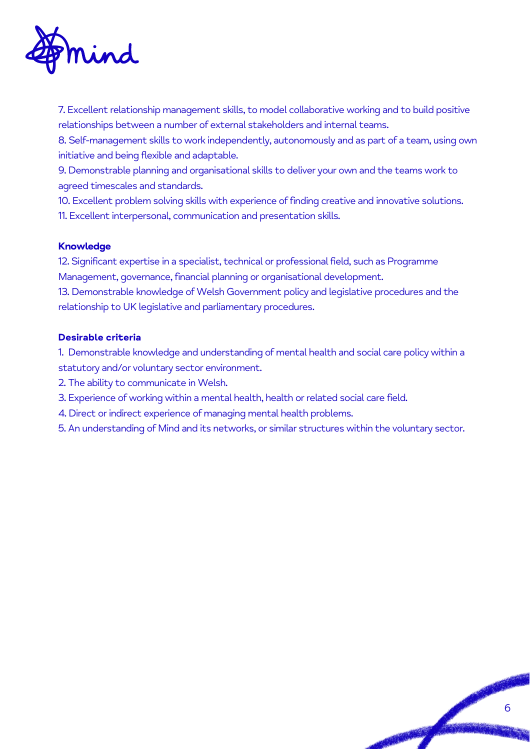7. Excellent relationship management skills, to model collaborative working and to build positive relationships between a number of external stakeholders and internal teams.
8. Self-management skills to work independently, autonomously and as part of a team, using own initiative and being flexible and adaptable.
9. Demonstrable planning and organisational skills to deliver your own and the teams work to agreed timescales and standards.
10. Excellent problem solving skills with experience of finding creative and innovative solutions.
11. Excellent interpersonal, communication and presentation skills.

**Knowledge**

12. Significant expertise in a specialist, technical or professional field, such as Programme Management, governance, financial planning or organisational development.
13. Demonstrable knowledge of Welsh Government policy and legislative procedures and the relationship to UK legislative and parliamentary procedures.

**Desirable criteria**

1. Demonstrable knowledge and understanding of mental health and social care policy within a statutory and/or voluntary sector environment.
2. The ability to communicate in Welsh.
3. Experience of working within a mental health, health or related social care field.
4. Direct or indirect experience of managing mental health problems.
5. An understanding of Mind and its networks, or similar structures within the voluntary sector.